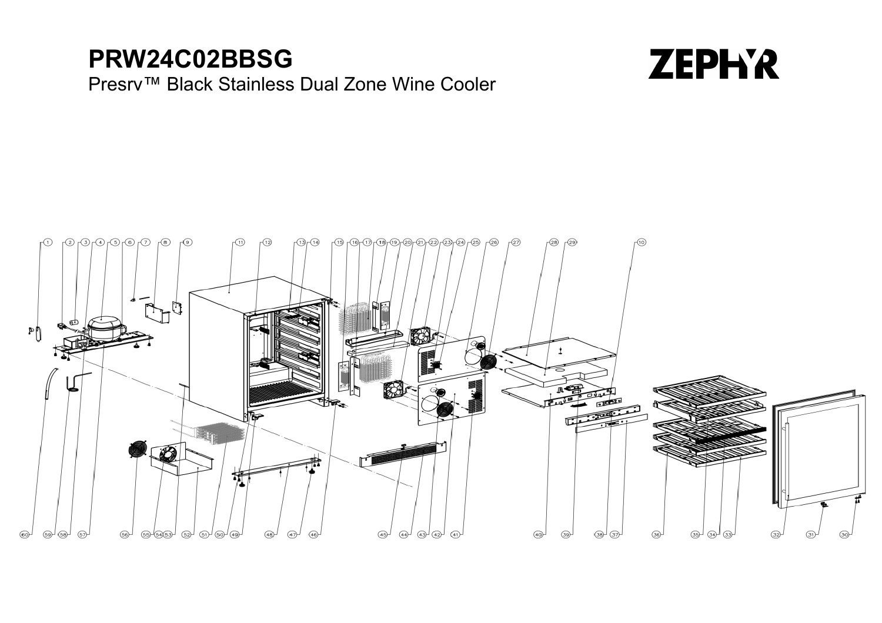# PRW24C02BBSG

Presrv™ Black Stainless Dual Zone Wine Cooler

ZEPHYR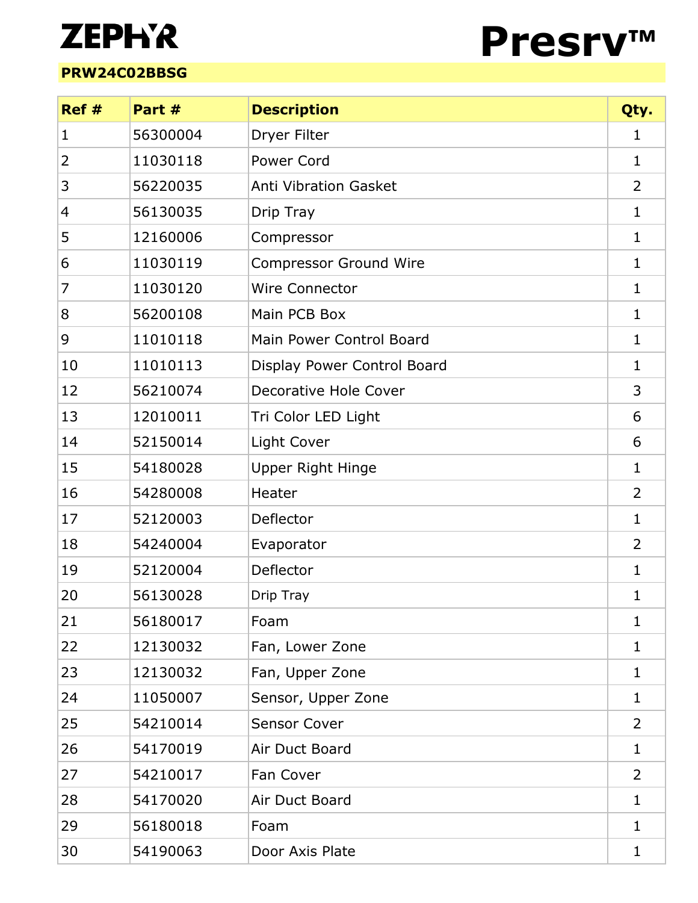# ZEPHYR

# Presrv™

**PRW24C02BBSG**

| Ref # | Part # | Description | Qty. |
|---|---|---|---|
| 1 | 56300004 | Dryer Filter | 1 |
| 2 | 11030118 | Power Cord | 1 |
| 3 | 56220035 | Anti Vibration Gasket | 2 |
| 4 | 56130035 | Drip Tray | 1 |
| 5 | 12160006 | Compressor | 1 |
| 6 | 11030119 | Compressor Ground Wire | 1 |
| 7 | 11030120 | Wire Connector | 1 |
| 8 | 56200108 | Main PCB Box | 1 |
| 9 | 11010118 | Main Power Control Board | 1 |
| 10 | 11010113 | Display Power Control Board | 1 |
| 12 | 56210074 | Decorative Hole Cover | 3 |
| 13 | 12010011 | Tri Color LED Light | 6 |
| 14 | 52150014 | Light Cover | 6 |
| 15 | 54180028 | Upper Right Hinge | 1 |
| 16 | 54280008 | Heater | 2 |
| 17 | 52120003 | Deflector | 1 |
| 18 | 54240004 | Evaporator | 2 |
| 19 | 52120004 | Deflector | 1 |
| 20 | 56130028 | Drip Tray | 1 |
| 21 | 56180017 | Foam | 1 |
| 22 | 12130032 | Fan, Lower Zone | 1 |
| 23 | 12130032 | Fan, Upper Zone | 1 |
| 24 | 11050007 | Sensor, Upper Zone | 1 |
| 25 | 54210014 | Sensor Cover | 2 |
| 26 | 54170019 | Air Duct Board | 1 |
| 27 | 54210017 | Fan Cover | 2 |
| 28 | 54170020 | Air Duct Board | 1 |
| 29 | 56180018 | Foam | 1 |
| 30 | 54190063 | Door Axis Plate | 1 |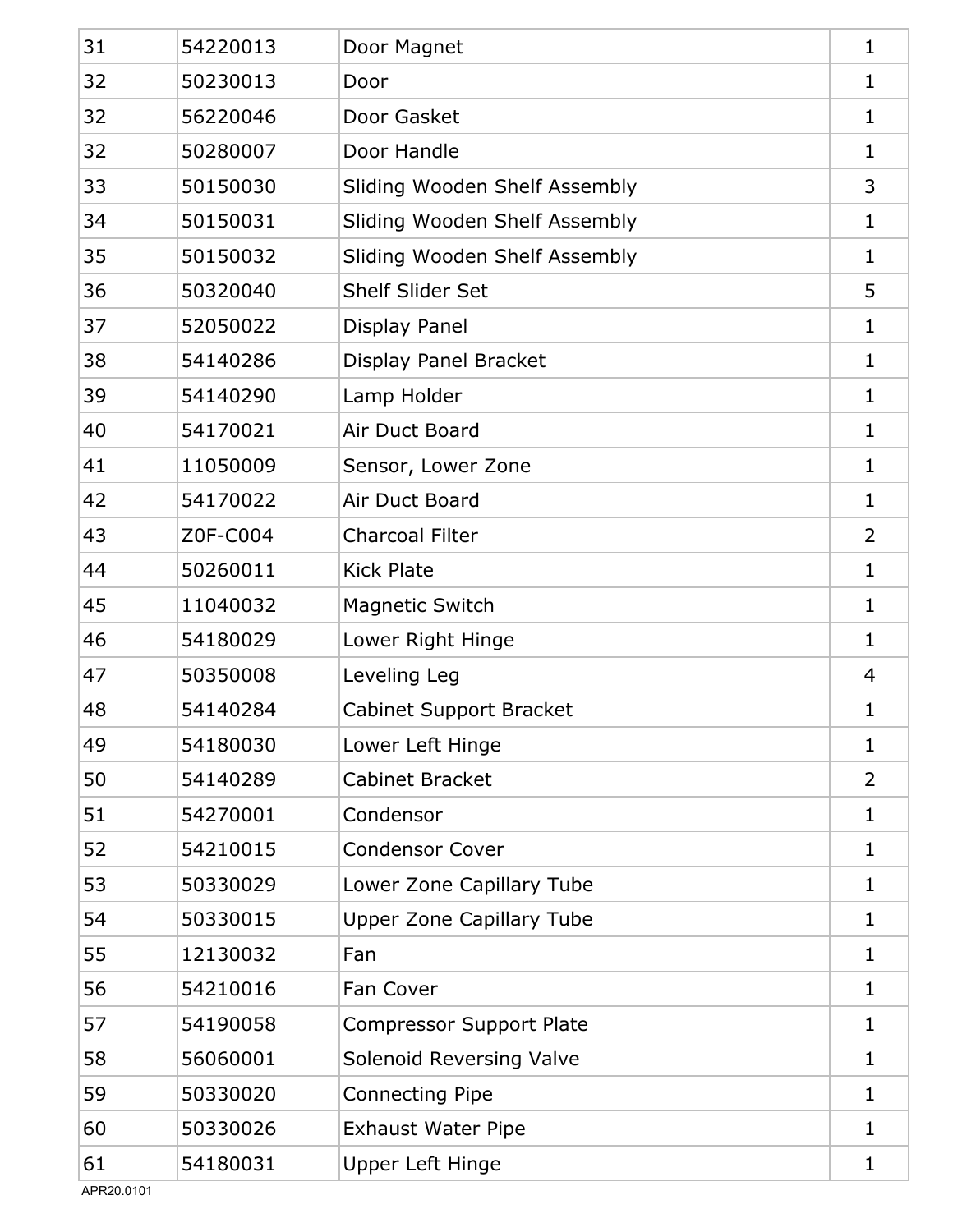| | | | |
|---|---|---|---|
| 31 | 54220013 | Door Magnet | 1 |
| 32 | 50230013 | Door | 1 |
| 32 | 56220046 | Door Gasket | 1 |
| 32 | 50280007 | Door Handle | 1 |
| 33 | 50150030 | Sliding Wooden Shelf Assembly | 3 |
| 34 | 50150031 | Sliding Wooden Shelf Assembly | 1 |
| 35 | 50150032 | Sliding Wooden Shelf Assembly | 1 |
| 36 | 50320040 | Shelf Slider Set | 5 |
| 37 | 52050022 | Display Panel | 1 |
| 38 | 54140286 | Display Panel Bracket | 1 |
| 39 | 54140290 | Lamp Holder | 1 |
| 40 | 54170021 | Air Duct Board | 1 |
| 41 | 11050009 | Sensor, Lower Zone | 1 |
| 42 | 54170022 | Air Duct Board | 1 |
| 43 | Z0F-C004 | Charcoal Filter | 2 |
| 44 | 50260011 | Kick Plate | 1 |
| 45 | 11040032 | Magnetic Switch | 1 |
| 46 | 54180029 | Lower Right Hinge | 1 |
| 47 | 50350008 | Leveling Leg | 4 |
| 48 | 54140284 | Cabinet Support Bracket | 1 |
| 49 | 54180030 | Lower Left Hinge | 1 |
| 50 | 54140289 | Cabinet Bracket | 2 |
| 51 | 54270001 | Condensor | 1 |
| 52 | 54210015 | Condensor Cover | 1 |
| 53 | 50330029 | Lower Zone Capillary Tube | 1 |
| 54 | 50330015 | Upper Zone Capillary Tube | 1 |
| 55 | 12130032 | Fan | 1 |
| 56 | 54210016 | Fan Cover | 1 |
| 57 | 54190058 | Compressor Support Plate | 1 |
| 58 | 56060001 | Solenoid Reversing Valve | 1 |
| 59 | 50330020 | Connecting Pipe | 1 |
| 60 | 50330026 | Exhaust Water Pipe | 1 |
| 61 | 54180031 | Upper Left Hinge | 1 |

APR20.0101